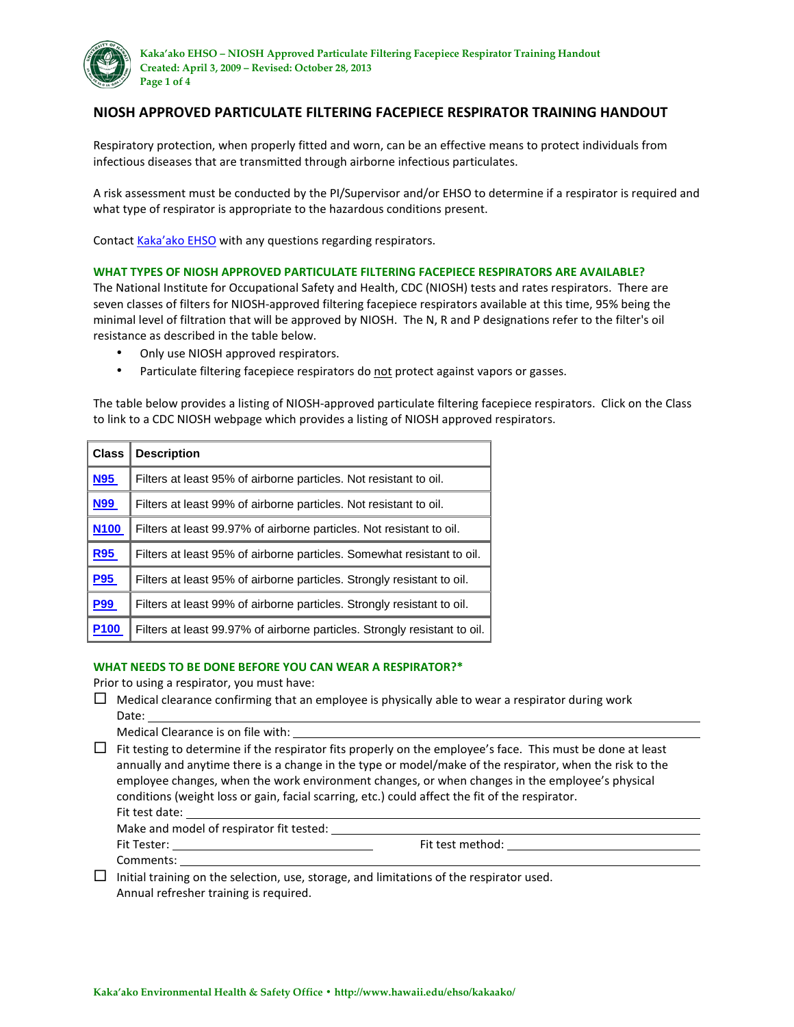# NIOSH APPROVED PARTICULATE FILTERING FACEPIECE RESPIRATOR TRAINING HANDOUT

Respiratory protection, when properly fitted and worn, can be an effective means to protect individuals from infectious diseases that are transmitted through airborne infectious particulates.

A risk assessment must be conducted by the PI/Supervisor and/or EHSO to determine if a respirator is required and what type of respirator is appropriate to the hazardous conditions present.

Contact Kaka'ako EHSO with any questions regarding respirators.

## WHAT TYPES OF NIOSH APPROVED PARTICULATE FILTERING FACEPIECE RESPIRATORS ARE AVAILABLE?

The National Institute for Occupational Safety and Health, CDC (NIOSH) tests and rates respirators. There are seven classes of filters for NIOSH-approved filtering facepiece respirators available at this time, 95% being the minimal level of filtration that will be approved by NIOSH. The N, R and P designations refer to the filter's oil resistance as described in the table below.

- Only use NIOSH approved respirators.
- Particulate filtering facepiece respirators do not protect against vapors or gasses.

The table below provides a listing of NIOSH-approved particulate filtering facepiece respirators. Click on the Class to link to a CDC NIOSH webpage which provides a listing of NIOSH approved respirators.

| Class | Description |
|---|---|
| N95 | Filters at least 95% of airborne particles. Not resistant to oil. |
| N99 | Filters at least 99% of airborne particles. Not resistant to oil. |
| N100 | Filters at least 99.97% of airborne particles. Not resistant to oil. |
| R95 | Filters at least 95% of airborne particles. Somewhat resistant to oil. |
| P95 | Filters at least 95% of airborne particles. Strongly resistant to oil. |
| P99 | Filters at least 99% of airborne particles. Strongly resistant to oil. |
| P100 | Filters at least 99.97% of airborne particles. Strongly resistant to oil. |

## WHAT NEEDS TO BE DONE BEFORE YOU CAN WEAR A RESPIRATOR?*

Prior to using a respirator, you must have:

☐ Medical clearance confirming that an employee is physically able to wear a respirator during work
Date: ____________________
Medical Clearance is on file with: ____________________

☐ Fit testing to determine if the respirator fits properly on the employee's face. This must be done at least annually and anytime there is a change in the type or model/make of the respirator, when the risk to the employee changes, when the work environment changes, or when changes in the employee's physical conditions (weight loss or gain, facial scarring, etc.) could affect the fit of the respirator.
Fit test date: ____________________
Make and model of respirator fit tested: ____________________
Fit Tester: ____________________ Fit test method: ____________________
Comments: ____________________

☐ Initial training on the selection, use, storage, and limitations of the respirator used.
Annual refresher training is required.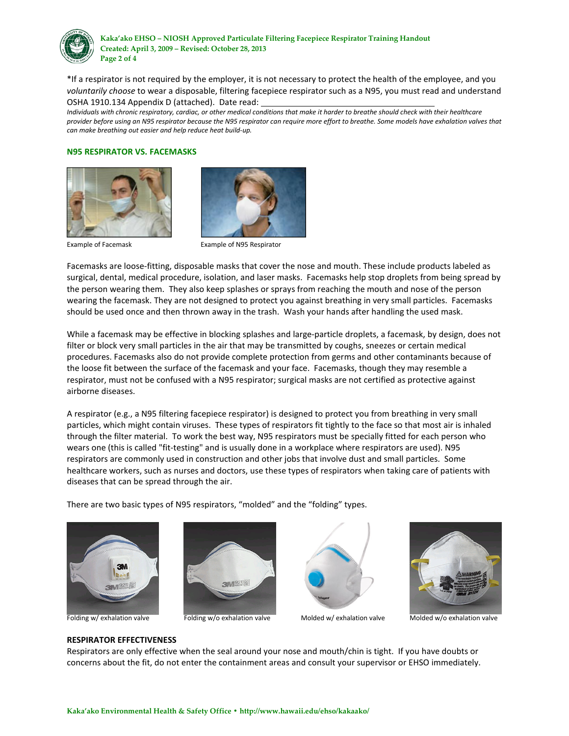*If a respirator is not required by the employer, it is not necessary to protect the health of the employee, and you *voluntarily choose* to wear a disposable, filtering facepiece respirator such as a N95, you must read and understand OSHA 1910.134 Appendix D (attached). Date read: ________________________________________

*Individuals with chronic respiratory, cardiac, or other medical conditions that make it harder to breathe should check with their healthcare provider before using an N95 respirator because the N95 respirator can require more effort to breathe. Some models have exhalation valves that can make breathing out easier and help reduce heat build-up.*

## N95 RESPIRATOR VS. FACEMASKS

Example of Facemask

Example of N95 Respirator

Facemasks are loose-fitting, disposable masks that cover the nose and mouth. These include products labeled as surgical, dental, medical procedure, isolation, and laser masks. Facemasks help stop droplets from being spread by the person wearing them. They also keep splashes or sprays from reaching the mouth and nose of the person wearing the facemask. They are not designed to protect you against breathing in very small particles. Facemasks should be used once and then thrown away in the trash. Wash your hands after handling the used mask.

While a facemask may be effective in blocking splashes and large-particle droplets, a facemask, by design, does not filter or block very small particles in the air that may be transmitted by coughs, sneezes or certain medical procedures. Facemasks also do not provide complete protection from germs and other contaminants because of the loose fit between the surface of the facemask and your face. Facemasks, though they may resemble a respirator, must not be confused with a N95 respirator; surgical masks are not certified as protective against airborne diseases.

A respirator (e.g., a N95 filtering facepiece respirator) is designed to protect you from breathing in very small particles, which might contain viruses. These types of respirators fit tightly to the face so that most air is inhaled through the filter material. To work the best way, N95 respirators must be specially fitted for each person who wears one (this is called "fit-testing" and is usually done in a workplace where respirators are used). N95 respirators are commonly used in construction and other jobs that involve dust and small particles. Some healthcare workers, such as nurses and doctors, use these types of respirators when taking care of patients with diseases that can be spread through the air.

There are two basic types of N95 respirators, "molded" and the "folding" types.

Folding w/ exhalation valve

Folding w/o exhalation valve

Molded w/ exhalation valve

Molded w/o exhalation valve

**RESPIRATOR EFFECTIVENESS**

Respirators are only effective when the seal around your nose and mouth/chin is tight. If you have doubts or concerns about the fit, do not enter the containment areas and consult your supervisor or EHSO immediately.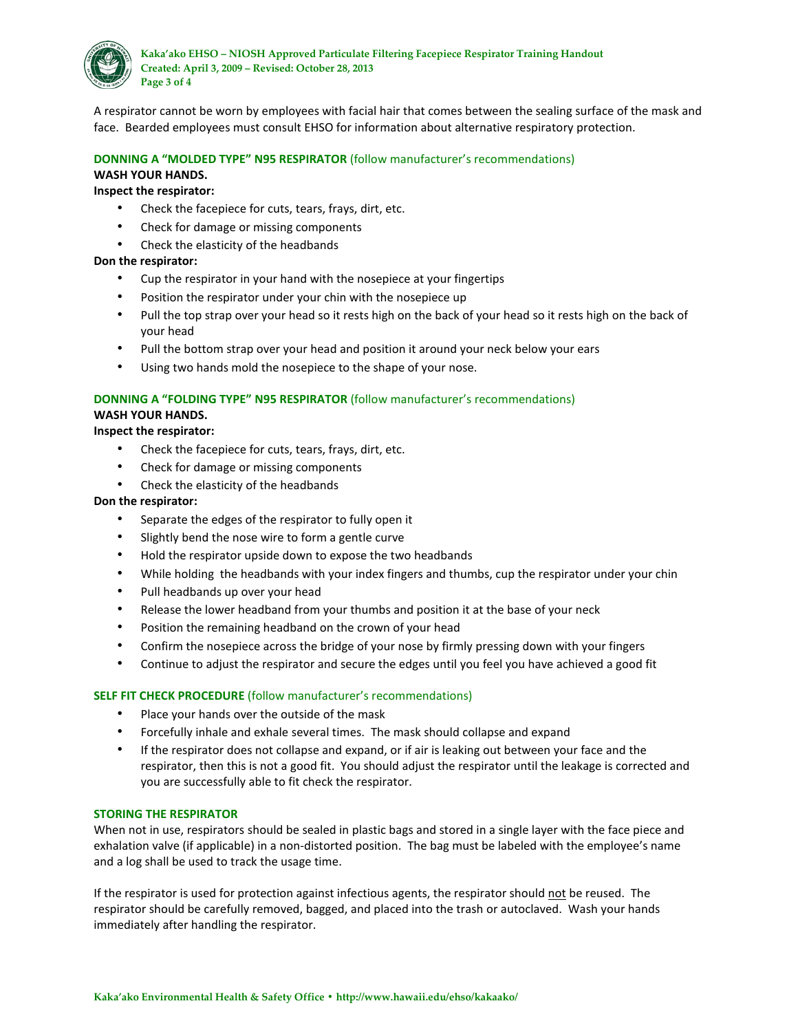A respirator cannot be worn by employees with facial hair that comes between the sealing surface of the mask and face. Bearded employees must consult EHSO for information about alternative respiratory protection.

### DONNING A "MOLDED TYPE" N95 RESPIRATOR (follow manufacturer's recommendations)

**WASH YOUR HANDS.**

**Inspect the respirator:**

- Check the facepiece for cuts, tears, frays, dirt, etc.
- Check for damage or missing components
- Check the elasticity of the headbands

**Don the respirator:**

- Cup the respirator in your hand with the nosepiece at your fingertips
- Position the respirator under your chin with the nosepiece up
- Pull the top strap over your head so it rests high on the back of your head so it rests high on the back of your head
- Pull the bottom strap over your head and position it around your neck below your ears
- Using two hands mold the nosepiece to the shape of your nose.

### DONNING A "FOLDING TYPE" N95 RESPIRATOR (follow manufacturer's recommendations)

**WASH YOUR HANDS.**

**Inspect the respirator:**

- Check the facepiece for cuts, tears, frays, dirt, etc.
- Check for damage or missing components
- Check the elasticity of the headbands

**Don the respirator:**

- Separate the edges of the respirator to fully open it
- Slightly bend the nose wire to form a gentle curve
- Hold the respirator upside down to expose the two headbands
- While holding the headbands with your index fingers and thumbs, cup the respirator under your chin
- Pull headbands up over your head
- Release the lower headband from your thumbs and position it at the base of your neck
- Position the remaining headband on the crown of your head
- Confirm the nosepiece across the bridge of your nose by firmly pressing down with your fingers
- Continue to adjust the respirator and secure the edges until you feel you have achieved a good fit

### SELF FIT CHECK PROCEDURE (follow manufacturer's recommendations)

- Place your hands over the outside of the mask
- Forcefully inhale and exhale several times. The mask should collapse and expand
- If the respirator does not collapse and expand, or if air is leaking out between your face and the respirator, then this is not a good fit. You should adjust the respirator until the leakage is corrected and you are successfully able to fit check the respirator.

### STORING THE RESPIRATOR

When not in use, respirators should be sealed in plastic bags and stored in a single layer with the face piece and exhalation valve (if applicable) in a non-distorted position. The bag must be labeled with the employee's name and a log shall be used to track the usage time.

If the respirator is used for protection against infectious agents, the respirator should not be reused. The respirator should be carefully removed, bagged, and placed into the trash or autoclaved. Wash your hands immediately after handling the respirator.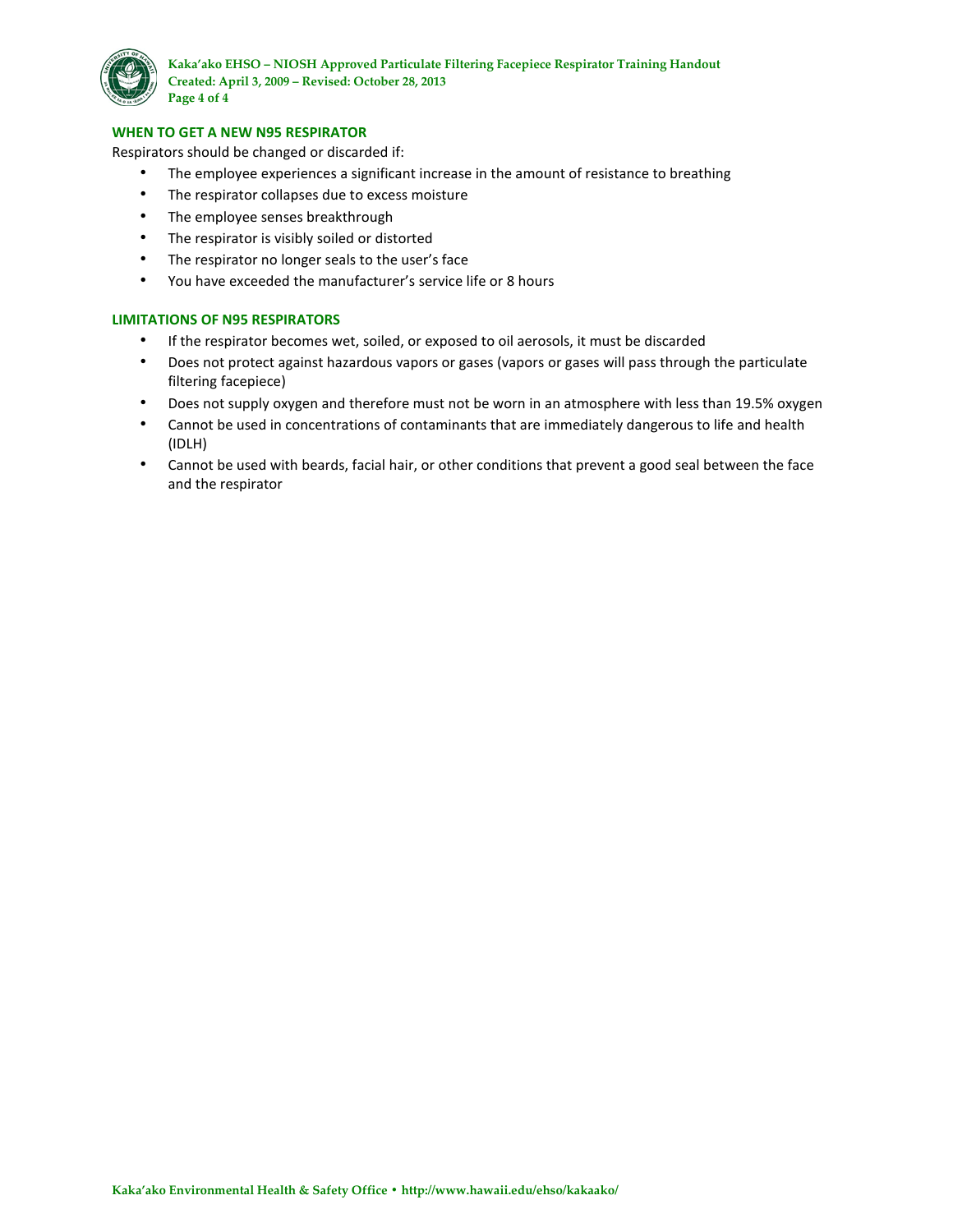## WHEN TO GET A NEW N95 RESPIRATOR

Respirators should be changed or discarded if:

- The employee experiences a significant increase in the amount of resistance to breathing
- The respirator collapses due to excess moisture
- The employee senses breakthrough
- The respirator is visibly soiled or distorted
- The respirator no longer seals to the user's face
- You have exceeded the manufacturer's service life or 8 hours

## LIMITATIONS OF N95 RESPIRATORS

- If the respirator becomes wet, soiled, or exposed to oil aerosols, it must be discarded
- Does not protect against hazardous vapors or gases (vapors or gases will pass through the particulate filtering facepiece)
- Does not supply oxygen and therefore must not be worn in an atmosphere with less than 19.5% oxygen
- Cannot be used in concentrations of contaminants that are immediately dangerous to life and health (IDLH)
- Cannot be used with beards, facial hair, or other conditions that prevent a good seal between the face and the respirator